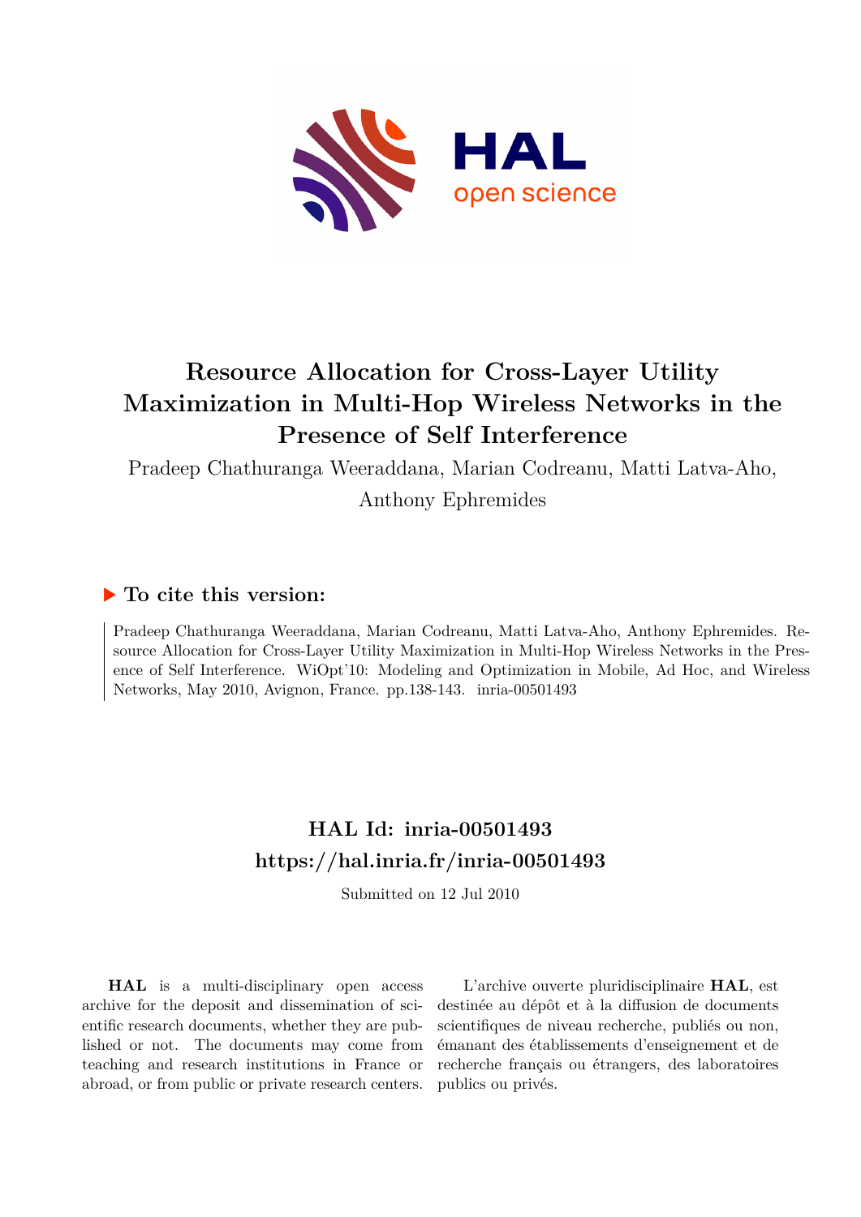# Resource Allocation for Cross-Layer Utility Maximization in Multi-Hop Wireless Networks in the Presence of Self Interference

Pradeep Chathuranga Weeraddana, Marian Codreanu, Matti Latva-Aho, Anthony Ephremides

### ▶ To cite this version:

Pradeep Chathuranga Weeraddana, Marian Codreanu, Matti Latva-Aho, Anthony Ephremides. Resource Allocation for Cross-Layer Utility Maximization in Multi-Hop Wireless Networks in the Presence of Self Interference. WiOpt'10: Modeling and Optimization in Mobile, Ad Hoc, and Wireless Networks, May 2010, Avignon, France. pp.138-143. inria-00501493

## HAL Id: inria-00501493
## https://hal.inria.fr/inria-00501493

Submitted on 12 Jul 2010

**HAL** is a multi-disciplinary open access archive for the deposit and dissemination of scientific research documents, whether they are published or not. The documents may come from teaching and research institutions in France or abroad, or from public or private research centers.

L'archive ouverte pluridisciplinaire **HAL**, est destinée au dépôt et à la diffusion de documents scientifiques de niveau recherche, publiés ou non, émanant des établissements d'enseignement et de recherche français ou étrangers, des laboratoires publics ou privés.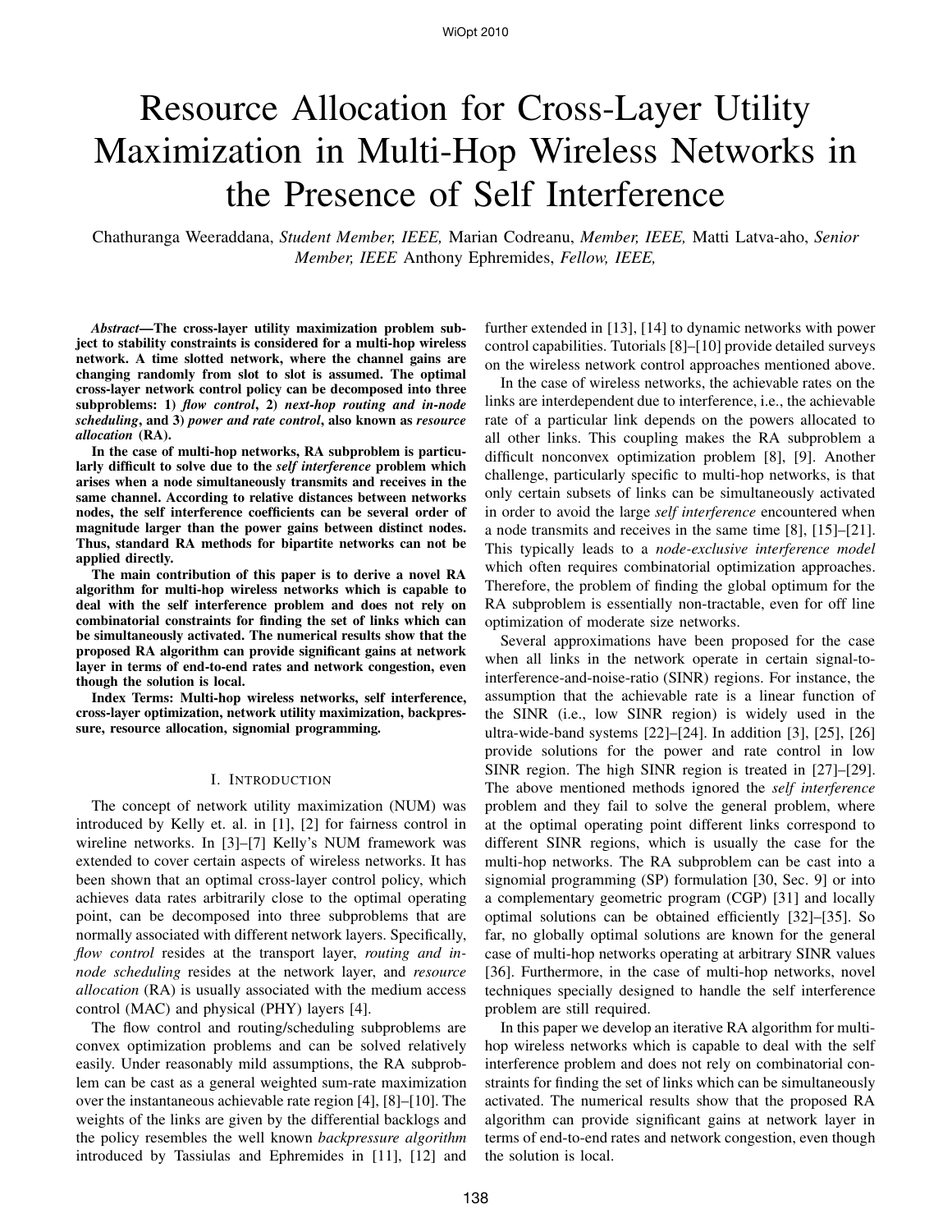# Resource Allocation for Cross-Layer Utility Maximization in Multi-Hop Wireless Networks in the Presence of Self Interference

Chathuranga Weeraddana, *Student Member, IEEE,* Marian Codreanu, *Member, IEEE,* Matti Latva-aho, *Senior Member, IEEE* Anthony Ephremides, *Fellow, IEEE,*

***Abstract*—The cross-layer utility maximization problem subject to stability constraints is considered for a multi-hop wireless network. A time slotted network, where the channel gains are changing randomly from slot to slot is assumed. The optimal cross-layer network control policy can be decomposed into three subproblems: 1) *flow control*, 2) *next-hop routing and in-node scheduling*, and 3) *power and rate control*, also known as *resource allocation* (RA).**

**In the case of multi-hop networks, RA subproblem is particularly difficult to solve due to the *self interference* problem which arises when a node simultaneously transmits and receives in the same channel. According to relative distances between networks nodes, the self interference coefficients can be several order of magnitude larger than the power gains between distinct nodes. Thus, standard RA methods for bipartite networks can not be applied directly.**

**The main contribution of this paper is to derive a novel RA algorithm for multi-hop wireless networks which is capable to deal with the self interference problem and does not rely on combinatorial constraints for finding the set of links which can be simultaneously activated. The numerical results show that the proposed RA algorithm can provide significant gains at network layer in terms of end-to-end rates and network congestion, even though the solution is local.**

**Index Terms: Multi-hop wireless networks, self interference, cross-layer optimization, network utility maximization, backpressure, resource allocation, signomial programming.**

## I. Introduction

The concept of network utility maximization (NUM) was introduced by Kelly et. al. in [1], [2] for fairness control in wireline networks. In [3]–[7] Kelly's NUM framework was extended to cover certain aspects of wireless networks. It has been shown that an optimal cross-layer control policy, which achieves data rates arbitrarily close to the optimal operating point, can be decomposed into three subproblems that are normally associated with different network layers. Specifically, *flow control* resides at the transport layer, *routing and in-node scheduling* resides at the network layer, and *resource allocation* (RA) is usually associated with the medium access control (MAC) and physical (PHY) layers [4].

The flow control and routing/scheduling subproblems are convex optimization problems and can be solved relatively easily. Under reasonably mild assumptions, the RA subproblem can be cast as a general weighted sum-rate maximization over the instantaneous achievable rate region [4], [8]–[10]. The weights of the links are given by the differential backlogs and the policy resembles the well known *backpressure algorithm* introduced by Tassiulas and Ephremides in [11], [12] and further extended in [13], [14] to dynamic networks with power control capabilities. Tutorials [8]–[10] provide detailed surveys on the wireless network control approaches mentioned above.

In the case of wireless networks, the achievable rates on the links are interdependent due to interference, i.e., the achievable rate of a particular link depends on the powers allocated to all other links. This coupling makes the RA subproblem a difficult nonconvex optimization problem [8], [9]. Another challenge, particularly specific to multi-hop networks, is that only certain subsets of links can be simultaneously activated in order to avoid the large *self interference* encountered when a node transmits and receives in the same time [8], [15]–[21]. This typically leads to a *node-exclusive interference model* which often requires combinatorial optimization approaches. Therefore, the problem of finding the global optimum for the RA subproblem is essentially non-tractable, even for off line optimization of moderate size networks.

Several approximations have been proposed for the case when all links in the network operate in certain signal-to-interference-and-noise-ratio (SINR) regions. For instance, the assumption that the achievable rate is a linear function of the SINR (i.e., low SINR region) is widely used in the ultra-wide-band systems [22]–[24]. In addition [3], [25], [26] provide solutions for the power and rate control in low SINR region. The high SINR region is treated in [27]–[29]. The above mentioned methods ignored the *self interference* problem and they fail to solve the general problem, where at the optimal operating point different links correspond to different SINR regions, which is usually the case for the multi-hop networks. The RA subproblem can be cast into a signomial programming (SP) formulation [30, Sec. 9] or into a complementary geometric program (CGP) [31] and locally optimal solutions can be obtained efficiently [32]–[35]. So far, no globally optimal solutions are known for the general case of multi-hop networks operating at arbitrary SINR values [36]. Furthermore, in the case of multi-hop networks, novel techniques specially designed to handle the self interference problem are still required.

In this paper we develop an iterative RA algorithm for multi-hop wireless networks which is capable to deal with the self interference problem and does not rely on combinatorial constraints for finding the set of links which can be simultaneously activated. The numerical results show that the proposed RA algorithm can provide significant gains at network layer in terms of end-to-end rates and network congestion, even though the solution is local.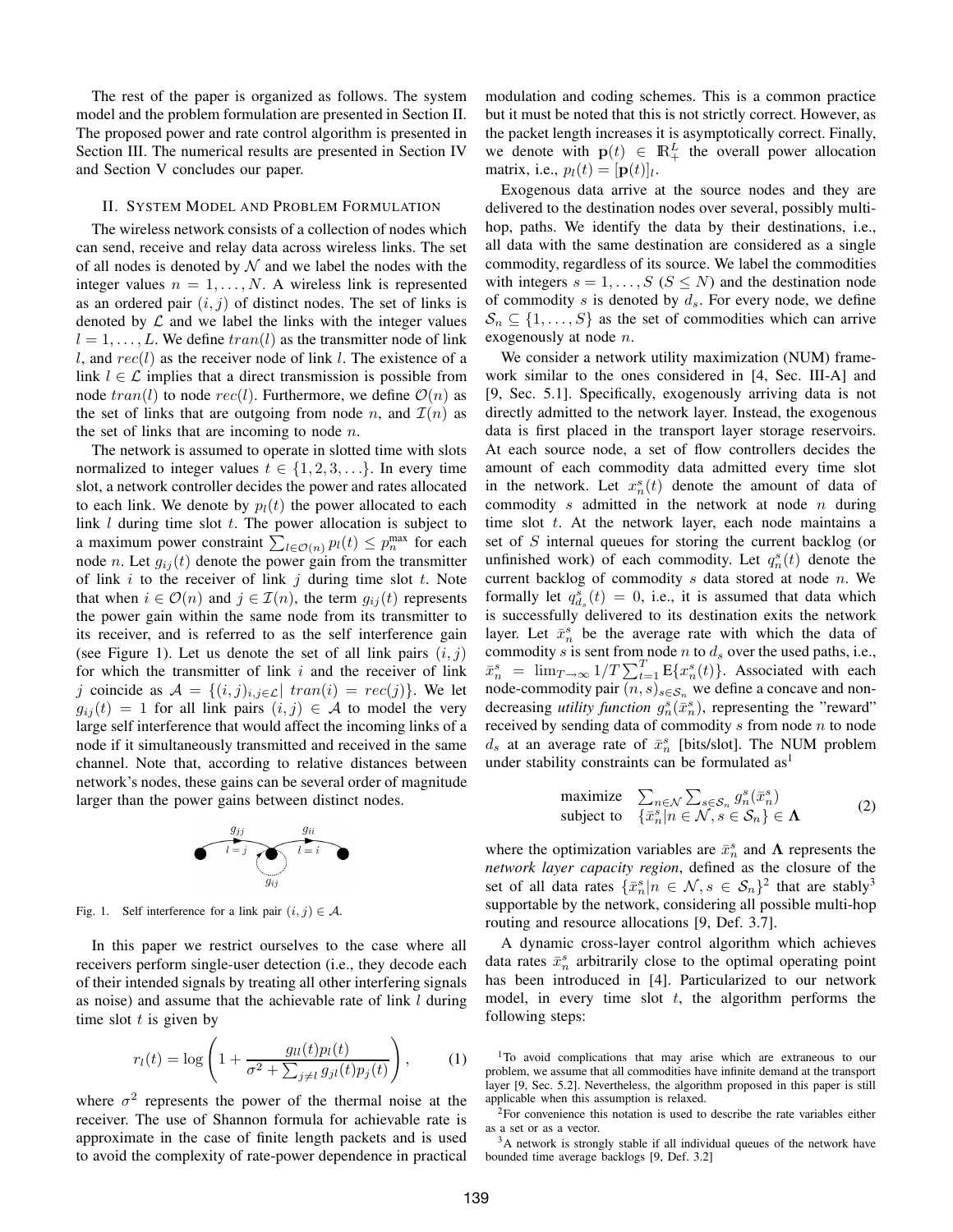The rest of the paper is organized as follows. The system model and the problem formulation are presented in Section II. The proposed power and rate control algorithm is presented in Section III. The numerical results are presented in Section IV and Section V concludes our paper.

## II. System Model and Problem Formulation

The wireless network consists of a collection of nodes which can send, receive and relay data across wireless links. The set of all nodes is denoted by $\mathcal{N}$ and we label the nodes with the integer values $n = 1, \ldots, N$. A wireless link is represented as an ordered pair $(i, j)$ of distinct nodes. The set of links is denoted by $\mathcal{L}$ and we label the links with the integer values $l = 1, \ldots, L$. We define $tran(l)$ as the transmitter node of link $l$, and $rec(l)$ as the receiver node of link $l$. The existence of a link $l \in \mathcal{L}$ implies that a direct transmission is possible from node $tran(l)$ to node $rec(l)$. Furthermore, we define $\mathcal{O}(n)$ as the set of links that are outgoing from node $n$, and $\mathcal{I}(n)$ as the set of links that are incoming to node $n$.

The network is assumed to operate in slotted time with slots normalized to integer values $t \in \{1, 2, 3, \ldots\}$. In every time slot, a network controller decides the power and rates allocated to each link. We denote by $p_l(t)$ the power allocated to each link $l$ during time slot $t$. The power allocation is subject to a maximum power constraint $\sum_{l \in \mathcal{O}(n)} p_l(t) \leq p_n^{\max}$ for each node $n$. Let $g_{ij}(t)$ denote the power gain from the transmitter of link $i$ to the receiver of link $j$ during time slot $t$. Note that when $i \in \mathcal{O}(n)$ and $j \in \mathcal{I}(n)$, the term $g_{ij}(t)$ represents the power gain within the same node from its transmitter to its receiver, and is referred to as the self interference gain (see Figure 1). Let us denote the set of all link pairs $(i, j)$ for which the transmitter of link $i$ and the receiver of link $j$ coincide as $\mathcal{A} = \{(i, j)_{i,j \in \mathcal{L}} |\ tran(i) = rec(j)\}$. We let $g_{ij}(t) = 1$ for all link pairs $(i, j) \in \mathcal{A}$ to model the very large self interference that would affect the incoming links of a node if it simultaneously transmitted and received in the same channel. Note that, according to relative distances between network's nodes, these gains can be several order of magnitude larger than the power gains between distinct nodes.

Fig. 1. Self interference for a link pair $(i, j) \in \mathcal{A}$.

In this paper we restrict ourselves to the case where all receivers perform single-user detection (i.e., they decode each of their intended signals by treating all other interfering signals as noise) and assume that the achievable rate of link $l$ during time slot $t$ is given by

$$r_l(t) = \log\left(1 + \frac{g_{ll}(t)p_l(t)}{\sigma^2 + \sum_{j \neq l} g_{jl}(t)p_j(t)}\right), \tag{1}$$

where $\sigma^2$ represents the power of the thermal noise at the receiver. The use of Shannon formula for achievable rate is approximate in the case of finite length packets and is used to avoid the complexity of rate-power dependence in practical modulation and coding schemes. This is a common practice but it must be noted that this is not strictly correct. However, as the packet length increases it is asymptotically correct. Finally, we denote with $\mathbf{p}(t) \in \mathbb{R}_+^L$ the overall power allocation matrix, i.e., $p_l(t) = [\mathbf{p}(t)]_l$.

Exogenous data arrive at the source nodes and they are delivered to the destination nodes over several, possibly multi-hop, paths. We identify the data by their destinations, i.e., all data with the same destination are considered as a single commodity, regardless of its source. We label the commodities with integers $s = 1, \ldots, S$ ($S \leq N$) and the destination node of commodity $s$ is denoted by $d_s$. For every node, we define $\mathcal{S}_n \subseteq \{1, \ldots, S\}$ as the set of commodities which can arrive exogenously at node $n$.

We consider a network utility maximization (NUM) framework similar to the ones considered in [4, Sec. III-A] and [9, Sec. 5.1]. Specifically, exogenously arriving data is not directly admitted to the network layer. Instead, the exogenous data is first placed in the transport layer storage reservoirs. At each source node, a set of flow controllers decides the amount of each commodity data admitted every time slot in the network. Let $x_n^s(t)$ denote the amount of data of commodity $s$ admitted in the network at node $n$ during time slot $t$. At the network layer, each node maintains a set of $S$ internal queues for storing the current backlog (or unfinished work) of each commodity. Let $q_n^s(t)$ denote the current backlog of commodity $s$ data stored at node $n$. We formally let $q_{d_s}^s(t) = 0$, i.e., it is assumed that data which is successfully delivered to its destination exits the network layer. Let $\bar{x}_n^s$ be the average rate with which the data of commodity $s$ is sent from node $n$ to $d_s$ over the used paths, i.e., $\bar{x}_n^s = \lim_{T \to \infty} 1/T \sum_{t=1}^{T} \mathrm{E}\{x_n^s(t)\}$. Associated with each node-commodity pair $(n, s)_{s \in \mathcal{S}_n}$ we define a concave and non-decreasing *utility function* $g_n^s(\bar{x}_n^s)$, representing the "reward" received by sending data of commodity $s$ from node $n$ to node $d_s$ at an average rate of $\bar{x}_n^s$ [bits/slot]. The NUM problem under stability constraints can be formulated as[1]

$$\begin{array}{ll} \text{maximize} & \sum_{n \in \mathcal{N}} \sum_{s \in \mathcal{S}_n} g_n^s(\bar{x}^s) \\ \text{subject to} & \{\bar{x}_n^s | n \in \mathcal{N}, s \in \mathcal{S}_n\} \in \mathbf{\Lambda} \end{array} \tag{2}$$

where the optimization variables are $\bar{x}_n^s$ and $\mathbf{\Lambda}$ represents the *network layer capacity region*, defined as the closure of the set of all data rates $\{\bar{x}_n^s | n \in \mathcal{N}, s \in \mathcal{S}_n\}$[2] that are stably[3] supportable by the network, considering all possible multi-hop routing and resource allocations [9, Def. 3.7].

A dynamic cross-layer control algorithm which achieves data rates $\bar{x}_n^s$ arbitrarily close to the optimal operating point has been introduced in [4]. Particularized to our network model, in every time slot $t$, the algorithm performs the following steps:

[1] To avoid complications that may arise which are extraneous to our problem, we assume that all commodities have infinite demand at the transport layer [9, Sec. 5.2]. Nevertheless, the algorithm proposed in this paper is still applicable when this assumption is relaxed.

[2] For convenience this notation is used to describe the rate variables either as a set or as a vector.

[3] A network is strongly stable if all individual queues of the network have bounded time average backlogs [9, Def. 3.2]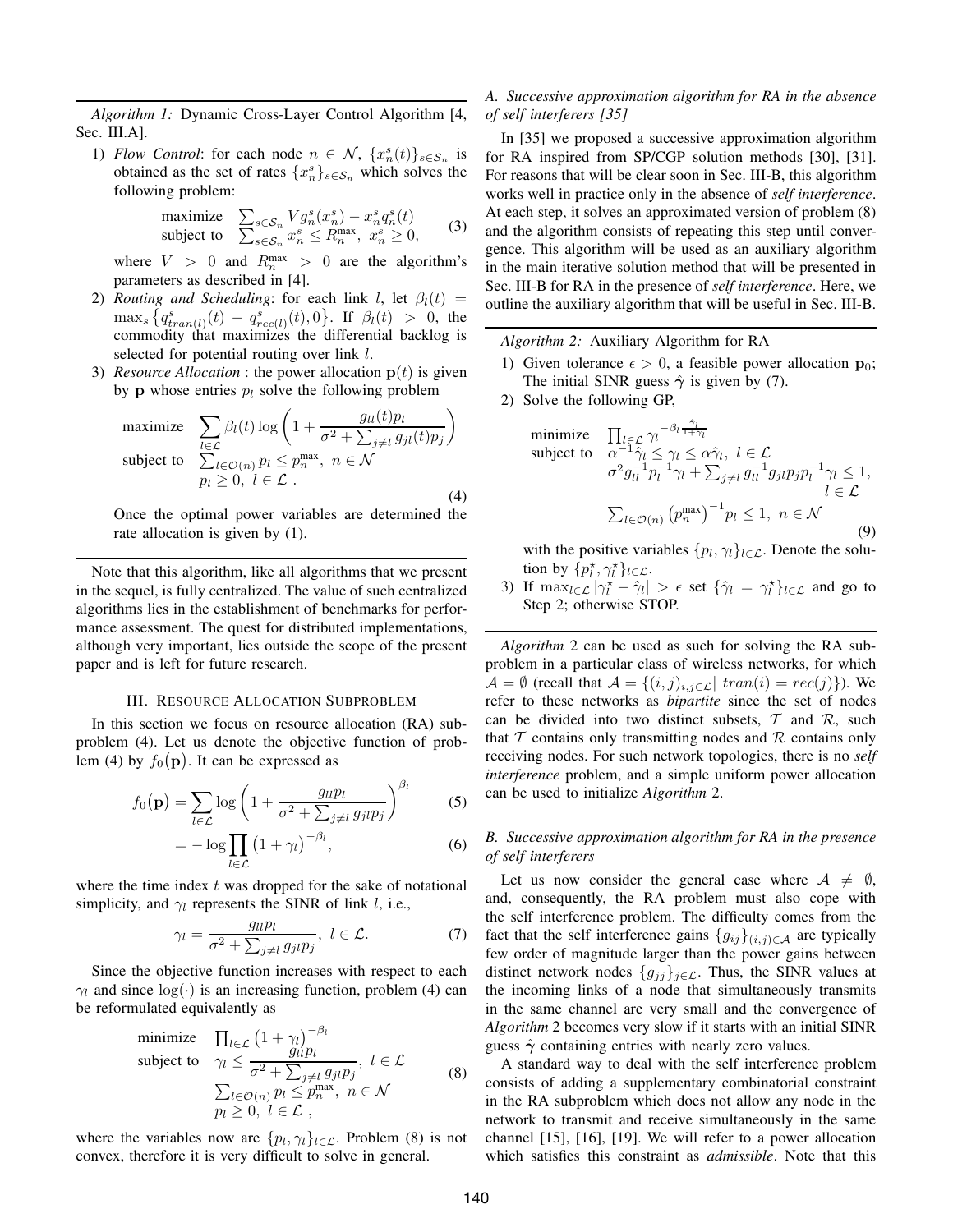*Algorithm 1:* Dynamic Cross-Layer Control Algorithm [4, Sec. III.A].

1) *Flow Control*: for each node $n \in \mathcal{N}$, $\{x_n^s(t)\}_{s\in\mathcal{S}_n}$ is obtained as the set of rates $\{x_n^s\}_{s\in\mathcal{S}_n}$ which solves the following problem:

$$\begin{array}{ll}\text{maximize} & \sum_{s\in\mathcal{S}_n} V g_n^s(x_n^s) - x_n^s q_n^s(t) \\ \text{subject to} & \sum_{s\in\mathcal{S}_n} x_n^s \leq R_n^{\max},\ x_n^s \geq 0,\end{array} \tag{3}$$

where $V > 0$ and $R_n^{\max} > 0$ are the algorithm's parameters as described in [4].

2) *Routing and Scheduling*: for each link $l$, let $\beta_l(t) = \max_s \left\{q_{tran(l)}^s(t) - q_{rec(l)}^s(t), 0\right\}$. If $\beta_l(t) > 0$, the commodity that maximizes the differential backlog is selected for potential routing over link $l$.

3) *Resource Allocation* : the power allocation $\mathbf{p}(t)$ is given by $\mathbf{p}$ whose entries $p_l$ solve the following problem

$$\begin{array}{ll}\text{maximize} & \displaystyle\sum_{l\in\mathcal{L}} \beta_l(t) \log\left(1 + \frac{g_{ll}(t)p_l}{\sigma^2 + \sum_{j\neq l} g_{jl}(t)p_j}\right) \\ \text{subject to} & \sum_{l\in\mathcal{O}(n)} p_l \leq p_n^{\max},\ n\in\mathcal{N} \\ & p_l \geq 0,\ l\in\mathcal{L}\ .\end{array} \tag{4}$$

Once the optimal power variables are determined the rate allocation is given by (1).

Note that this algorithm, like all algorithms that we present in the sequel, is fully centralized. The value of such centralized algorithms lies in the establishment of benchmarks for performance assessment. The quest for distributed implementations, although very important, lies outside the scope of the present paper and is left for future research.

## III. Resource Allocation Subproblem

In this section we focus on resource allocation (RA) subproblem (4). Let us denote the objective function of problem (4) by $f_0(\mathbf{p})$. It can be expressed as

$$f_0(\mathbf{p}) = \sum_{l\in\mathcal{L}} \log\left(1 + \frac{g_{ll}p_l}{\sigma^2 + \sum_{j\neq l} g_{jl}p_j}\right)^{\beta_l} \tag{5}$$

$$= -\log \prod_{l\in\mathcal{L}} \left(1+\gamma_l\right)^{-\beta_l}, \tag{6}$$

where the time index $t$ was dropped for the sake of notational simplicity, and $\gamma_l$ represents the SINR of link $l$, i.e.,

$$\gamma_l = \frac{g_{ll}p_l}{\sigma^2 + \sum_{j\neq l} g_{jl}p_j},\ l\in\mathcal{L}. \tag{7}$$

Since the objective function increases with respect to each $\gamma_l$ and since $\log(\cdot)$ is an increasing function, problem (4) can be reformulated equivalently as

$$\begin{array}{ll}\text{minimize} & \prod_{l\in\mathcal{L}} \left(1+\gamma_l\right)^{-\beta_l} \\ \text{subject to} & \gamma_l \leq \dfrac{g_{ll}p_l}{\sigma^2 + \sum_{j\neq l} g_{jl}p_j},\ l\in\mathcal{L} \\ & \sum_{l\in\mathcal{O}(n)} p_l \leq p_n^{\max},\ n\in\mathcal{N} \\ & p_l \geq 0,\ l\in\mathcal{L}\ ,\end{array} \tag{8}$$

where the variables now are $\{p_l, \gamma_l\}_{l\in\mathcal{L}}$. Problem (8) is not convex, therefore it is very difficult to solve in general.

### A. Successive approximation algorithm for RA in the absence of self interferers [35]

In [35] we proposed a successive approximation algorithm for RA inspired from SP/CGP solution methods [30], [31]. For reasons that will be clear soon in Sec. III-B, this algorithm works well in practice only in the absence of *self interference*. At each step, it solves an approximated version of problem (8) and the algorithm consists of repeating this step until convergence. This algorithm will be used as an auxiliary algorithm in the main iterative solution method that will be presented in Sec. III-B for RA in the presence of *self interference*. Here, we outline the auxiliary algorithm that will be useful in Sec. III-B.

*Algorithm 2:* Auxiliary Algorithm for RA

1) Given tolerance $\epsilon > 0$, a feasible power allocation $\mathbf{p}_0$; The initial SINR guess $\hat{\boldsymbol{\gamma}}$ is given by (7).

2) Solve the following GP,

$$\begin{array}{ll}\text{minimize} & \prod_{l\in\mathcal{L}} \gamma_l^{-\beta_l \frac{\hat{\gamma}_l}{1+\hat{\gamma}_l}} \\ \text{subject to} & \alpha^{-1}\hat{\gamma}_l \leq \gamma_l \leq \alpha\hat{\gamma}_l,\ l\in\mathcal{L} \\ & \sigma^2 g_{ll}^{-1} p_l^{-1}\gamma_l + \sum_{j\neq l} g_{ll}^{-1} g_{jl} p_j p_l^{-1}\gamma_l \leq 1, \\ & \hfill l\in\mathcal{L} \\ & \sum_{l\in\mathcal{O}(n)} \left(p_n^{\max}\right)^{-1} p_l \leq 1,\ n\in\mathcal{N}\end{array} \tag{9}$$

with the positive variables $\{p_l, \gamma_l\}_{l\in\mathcal{L}}$. Denote the solution by $\{p_l^\star, \gamma_l^\star\}_{l\in\mathcal{L}}$.

3) If $\max_{l\in\mathcal{L}} |\gamma_l^\star - \hat{\gamma}_l| > \epsilon$ set $\{\hat{\gamma}_l = \gamma_l^\star\}_{l\in\mathcal{L}}$ and go to Step 2; otherwise STOP.

*Algorithm* 2 can be used as such for solving the RA subproblem in a particular class of wireless networks, for which $\mathcal{A} = \emptyset$ (recall that $\mathcal{A} = \{(i,j)_{i,j\in\mathcal{L}} |\ tran(i) = rec(j)\}$). We refer to these networks as *bipartite* since the set of nodes can be divided into two distinct subsets, $\mathcal{T}$ and $\mathcal{R}$, such that $\mathcal{T}$ contains only transmitting nodes and $\mathcal{R}$ contains only receiving nodes. For such network topologies, there is no *self interference* problem, and a simple uniform power allocation can be used to initialize *Algorithm* 2.

### B. Successive approximation algorithm for RA in the presence of self interferers

Let us now consider the general case where $\mathcal{A} \neq \emptyset$, and, consequently, the RA problem must also cope with the self interference problem. The difficulty comes from the fact that the self interference gains $\{g_{ij}\}_{(i,j)\in\mathcal{A}}$ are typically few order of magnitude larger than the power gains between distinct network nodes $\{g_{jj}\}_{j\in\mathcal{L}}$. Thus, the SINR values at the incoming links of a node that simultaneously transmits in the same channel are very small and the convergence of *Algorithm* 2 becomes very slow if it starts with an initial SINR guess $\hat{\boldsymbol{\gamma}}$ containing entries with nearly zero values.

A standard way to deal with the self interference problem consists of adding a supplementary combinatorial constraint in the RA subproblem which does not allow any node in the network to transmit and receive simultaneously in the same channel [15], [16], [19]. We will refer to a power allocation which satisfies this constraint as *admissible*. Note that this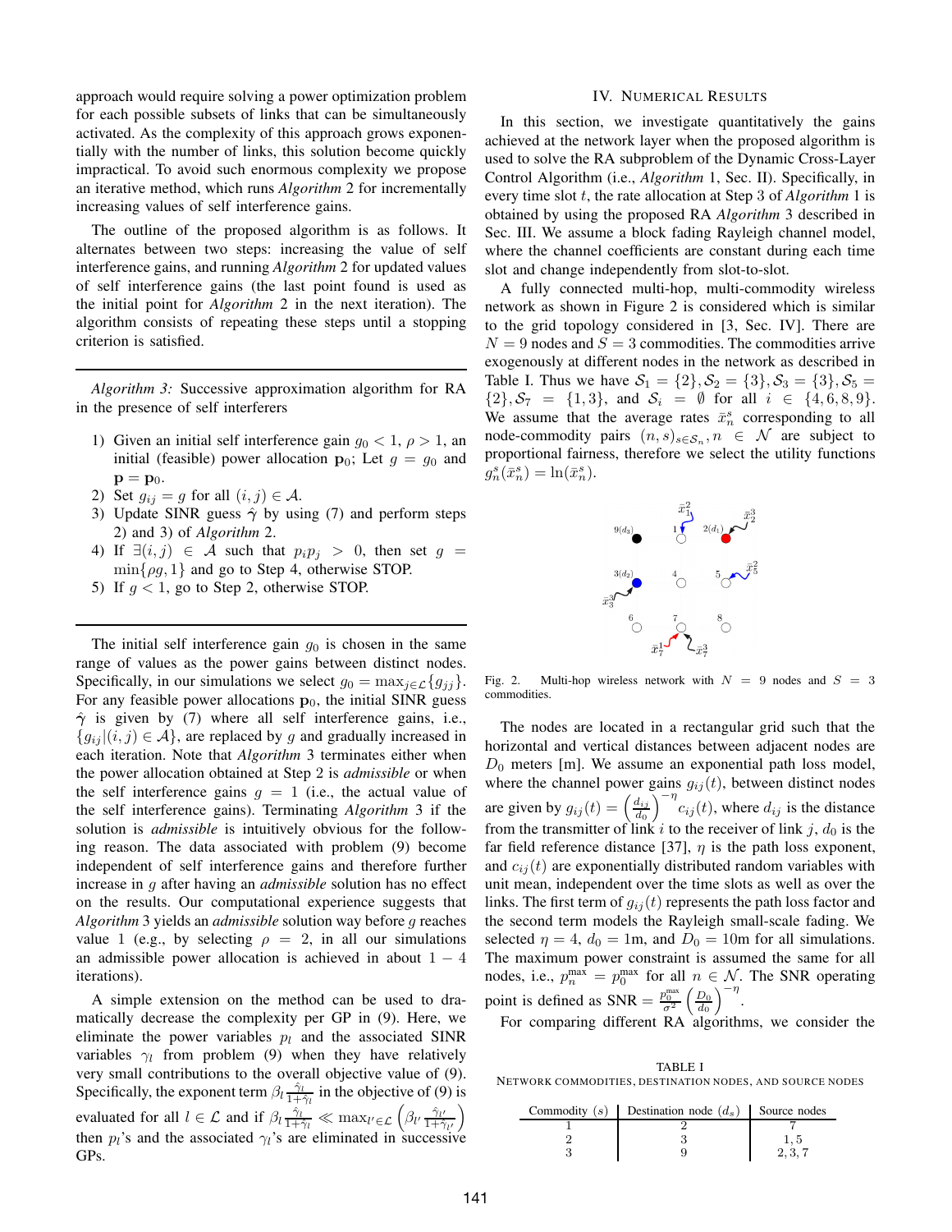approach would require solving a power optimization problem for each possible subsets of links that can be simultaneously activated. As the complexity of this approach grows exponentially with the number of links, this solution become quickly impractical. To avoid such enormous complexity we propose an iterative method, which runs *Algorithm* 2 for incrementally increasing values of self interference gains.

The outline of the proposed algorithm is as follows. It alternates between two steps: increasing the value of self interference gains, and running *Algorithm* 2 for updated values of self interference gains (the last point found is used as the initial point for *Algorithm* 2 in the next iteration). The algorithm consists of repeating these steps until a stopping criterion is satisfied.

---

*Algorithm 3:* Successive approximation algorithm for RA in the presence of self interferers

1) Given an initial self interference gain $g_0 < 1$, $\rho > 1$, an initial (feasible) power allocation $\mathbf{p}_0$; Let $g = g_0$ and $\mathbf{p} = \mathbf{p}_0$.
2) Set $g_{ij} = g$ for all $(i, j) \in \mathcal{A}$.
3) Update SINR guess $\hat{\gamma}$ by using (7) and perform steps 2) and 3) of *Algorithm* 2.
4) If $\exists(i, j) \in \mathcal{A}$ such that $p_i p_j > 0$, then set $g = \min\{\rho g, 1\}$ and go to Step 4, otherwise STOP.
5) If $g < 1$, go to Step 2, otherwise STOP.

---

The initial self interference gain $g_0$ is chosen in the same range of values as the power gains between distinct nodes. Specifically, in our simulations we select $g_0 = \max_{j \in \mathcal{L}}\{g_{jj}\}$. For any feasible power allocations $\mathbf{p}_0$, the initial SINR guess $\hat{\gamma}$ is given by (7) where all self interference gains, i.e., $\{g_{ij}|(i, j) \in \mathcal{A}\}$, are replaced by $g$ and gradually increased in each iteration. Note that *Algorithm* 3 terminates either when the power allocation obtained at Step 2 is *admissible* or when the self interference gains $g = 1$ (i.e., the actual value of the self interference gains). Terminating *Algorithm* 3 if the solution is *admissible* is intuitively obvious for the following reason. The data associated with problem (9) become independent of self interference gains and therefore further increase in $g$ after having an *admissible* solution has no effect on the results. Our computational experience suggests that *Algorithm* 3 yields an *admissible* solution way before $g$ reaches value 1 (e.g., by selecting $\rho = 2$, in all our simulations an admissible power allocation is achieved in about $1 - 4$ iterations).

A simple extension on the method can be used to dramatically decrease the complexity per GP in (9). Here, we eliminate the power variables $p_l$ and the associated SINR variables $\gamma_l$ from problem (9) when they have relatively very small contributions to the overall objective value of (9). Specifically, the exponent term $\beta_l \frac{\hat{\gamma}_l}{1+\hat{\gamma}_l}$ in the objective of (9) is evaluated for all $l \in \mathcal{L}$ and if $\beta_l \frac{\hat{\gamma}_l}{1+\hat{\gamma}_l} \ll \max_{l' \in \mathcal{L}} \left(\beta_{l'} \frac{\hat{\gamma}_{l'}}{1+\hat{\gamma}_{l'}}\right)$ then $p_l$'s and the associated $\gamma_l$'s are eliminated in successive GPs.

## IV. Numerical Results

In this section, we investigate quantitatively the gains achieved at the network layer when the proposed algorithm is used to solve the RA subproblem of the Dynamic Cross-Layer Control Algorithm (i.e., *Algorithm* 1, Sec. II). Specifically, in every time slot $t$, the rate allocation at Step 3 of *Algorithm* 1 is obtained by using the proposed RA *Algorithm* 3 described in Sec. III. We assume a block fading Rayleigh channel model, where the channel coefficients are constant during each time slot and change independently from slot-to-slot.

A fully connected multi-hop, multi-commodity wireless network as shown in Figure 2 is considered which is similar to the grid topology considered in [3, Sec. IV]. There are $N = 9$ nodes and $S = 3$ commodities. The commodities arrive exogenously at different nodes in the network as described in Table I. Thus we have $\mathcal{S}_1 = \{2\}, \mathcal{S}_2 = \{3\}, \mathcal{S}_3 = \{3\}, \mathcal{S}_5 = \{2\}, \mathcal{S}_7 = \{1, 3\}$, and $\mathcal{S}_i = \emptyset$ for all $i \in \{4, 6, 8, 9\}$. We assume that the average rates $\bar{x}_n^s$ corresponding to all node-commodity pairs $(n, s)_{s \in \mathcal{S}_n}, n \in \mathcal{N}$ are subject to proportional fairness, therefore we select the utility functions $g_n^s(\bar{x}_n^s) = \ln(\bar{x}_n^s)$.

Fig. 2. Multi-hop wireless network with $N = 9$ nodes and $S = 3$ commodities.

The nodes are located in a rectangular grid such that the horizontal and vertical distances between adjacent nodes are $D_0$ meters [m]. We assume an exponential path loss model, where the channel power gains $g_{ij}(t)$, between distinct nodes are given by $g_{ij}(t) = \left(\frac{d_{ij}}{d_0}\right)^{-\eta} c_{ij}(t)$, where $d_{ij}$ is the distance from the transmitter of link $i$ to the receiver of link $j$, $d_0$ is the far field reference distance [37], $\eta$ is the path loss exponent, and $c_{ij}(t)$ are exponentially distributed random variables with unit mean, independent over the time slots as well as over the links. The first term of $g_{ij}(t)$ represents the path loss factor and the second term models the Rayleigh small-scale fading. We selected $\eta = 4$, $d_0 = 1$m, and $D_0 = 10$m for all simulations. The maximum power constraint is assumed the same for all nodes, i.e., $p_n^{\max} = p_0^{\max}$ for all $n \in \mathcal{N}$. The SNR operating point is defined as $\text{SNR} = \frac{p_0^{\max}}{\sigma^2}\left(\frac{D_0}{d_0}\right)^{-\eta}$.

For comparing different RA algorithms, we consider the

TABLE I
Network commodities, destination nodes, and source nodes

| Commodity ($s$) | Destination node ($d_s$) | Source nodes |
|---|---|---|
| 1 | 2 | 7 |
| 2 | 3 | 1, 5 |
| 3 | 9 | 2, 3, 7 |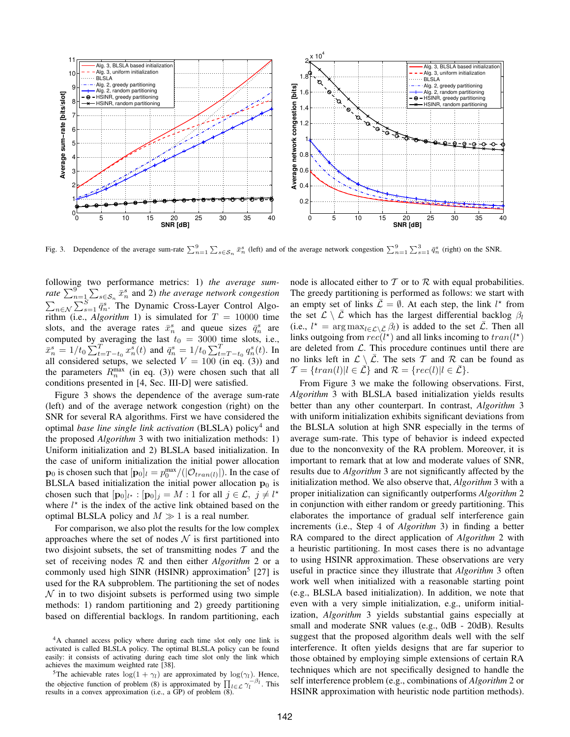Fig. 3. Dependence of the average sum-rate $\sum_{n=1}^{9}\sum_{s\in\mathcal{S}_n}\bar{x}_n^s$ (left) and of the average network congestion $\sum_{n=1}^{9}\sum_{s=1}^{3}\bar{q}_n^s$ (right) on the SNR.

following two performance metrics: 1) *the average sum-rate* $\sum_{n=1}^{9}\sum_{s\in\mathcal{S}_n}\bar{x}_n^s$ and 2) *the average network congestion* $\sum_{n\in\mathcal{N}}\sum_{s=1}^{S}\bar{q}_n^s$. The Dynamic Cross-Layer Control Algorithm (i.e., *Algorithm* 1) is simulated for $T = 10000$ time slots, and the average rates $\bar{x}_n^s$ and queue sizes $\bar{q}_n^s$ are computed by averaging the last $t_0 = 3000$ time slots, i.e., $\bar{x}_n^s = 1/t_0\sum_{t=T-t_0}^{T} x_n^s(t)$ and $\bar{q}_n^s = 1/t_0\sum_{t=T-t_0}^{T} q_n^s(t)$. In all considered setups, we selected $V = 100$ (in eq. (3)) and the parameters $R_n^{\max}$ (in eq. (3)) were chosen such that all conditions presented in [4, Sec. III-D] were satisfied.

Figure 3 shows the dependence of the average sum-rate (left) and of the average network congestion (right) on the SNR for several RA algorithms. First we have considered the optimal *base line single link activation* (BLSLA) policy[4] and the proposed *Algorithm* 3 with two initialization methods: 1) Uniform initialization and 2) BLSLA based initialization. In the case of uniform initialization the initial power allocation $\mathbf{p}_0$ is chosen such that $[\mathbf{p}_0]_l = p_0^{\max}/(|\mathcal{O}_{tran(l)}|)$. In the case of BLSLA based initialization the initial power allocation $\mathbf{p}_0$ is chosen such that $[\mathbf{p}_0]_{l^\star} : [\mathbf{p}_0]_j = M : 1$ for all $j \in \mathcal{L},\ j \neq l^\star$ where $l^\star$ is the index of the active link obtained based on the optimal BLSLA policy and $M \gg 1$ is a real number.

For comparison, we also plot the results for the low complex approaches where the set of nodes $\mathcal{N}$ is first partitioned into two disjoint subsets, the set of transmitting nodes $\mathcal{T}$ and the set of receiving nodes $\mathcal{R}$ and then either *Algorithm* 2 or a commonly used high SINR (HSINR) approximation[5] [27] is used for the RA subproblem. The partitioning the set of nodes $\mathcal{N}$ in to two disjoint subsets is performed using two simple methods: 1) random partitioning and 2) greedy partitioning based on differential backlogs. In random partitioning, each node is allocated either to $\mathcal{T}$ or to $\mathcal{R}$ with equal probabilities. The greedy partitioning is performed as follows: we start with an empty set of links $\bar{\mathcal{L}} = \emptyset$. At each step, the link $l^\star$ from the set $\mathcal{L}\setminus\bar{\mathcal{L}}$ which has the largest differential backlog $\beta_l$ (i.e., $l^\star = \arg\max_{l\in\mathcal{L}\setminus\bar{\mathcal{L}}}\beta_l$) is added to the set $\bar{\mathcal{L}}$. Then all links outgoing from $rec(l^\star)$ and all links incoming to $tran(l^\star)$ are deleted from $\mathcal{L}$. This procedure continues until there are no links left in $\mathcal{L}\setminus\bar{\mathcal{L}}$. The sets $\mathcal{T}$ and $\mathcal{R}$ can be found as $\mathcal{T} = \{tran(l)|l \in \bar{\mathcal{L}}\}$ and $\mathcal{R} = \{rec(l)|l \in \bar{\mathcal{L}}\}$.

From Figure 3 we make the following observations. First, *Algorithm* 3 with BLSLA based initialization yields results better than any other counterpart. In contrast, *Algorithm* 3 with uniform initialization exhibits significant deviations from the BLSLA solution at high SNR especially in the terms of average sum-rate. This type of behavior is indeed expected due to the nonconvexity of the RA problem. Moreover, it is important to remark that at low and moderate values of SNR, results due to *Algorithm* 3 are not significantly affected by the initialization method. We also observe that, *Algorithm* 3 with a proper initialization can significantly outperforms *Algorithm* 2 in conjunction with either random or greedy partitioning. This elaborates the importance of gradual self interference gain increments (i.e., Step 4 of *Algorithm* 3) in finding a better RA compared to the direct application of *Algorithm* 2 with a heuristic partitioning. In most cases there is no advantage to using HSINR approximation. These observations are very useful in practice since they illustrate that *Algorithm* 3 often work well when initialized with a reasonable starting point (e.g., BLSLA based initialization). In addition, we note that even with a very simple initialization, e.g., uniform initialization, *Algorithm* 3 yields substantial gains especially at small and moderate SNR values (e.g., 0dB - 20dB). Results suggest that the proposed algorithm deals well with the self interference. It often yields designs that are far superior to those obtained by employing simple extensions of certain RA techniques which are not specifically designed to handle the self interference problem (e.g., combinations of *Algorithm* 2 or HSINR approximation with heuristic node partition methods).

[4]A channel access policy where during each time slot only one link is activated is called BLSLA policy. The optimal BLSLA policy can be found easily: it consists of activating during each time slot only the link which achieves the maximum weighted rate [38].

[5]The achievable rates $\log(1+\gamma_l)$ are approximated by $\log(\gamma_l)$. Hence, the objective function of problem (8) is approximated by $\prod_{l\in\mathcal{L}}\gamma_l^{-\beta_l}$. This results in a convex approximation (i.e., a GP) of problem (8).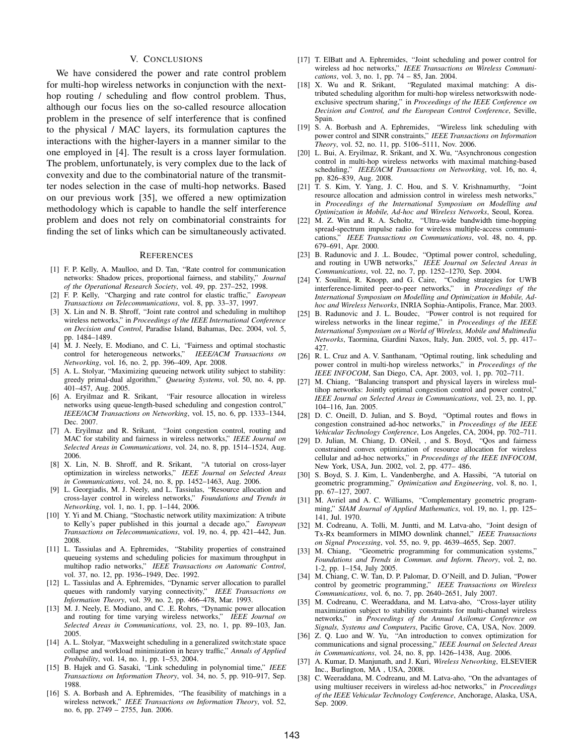## V. Conclusions

We have considered the power and rate control problem for multi-hop wireless networks in conjunction with the next-hop routing / scheduling and flow control problem. Thus, although our focus lies on the so-called resource allocation problem in the presence of self interference that is confined to the physical / MAC layers, its formulation captures the interactions with the higher-layers in a manner similar to the one employed in [4]. The result is a cross layer formulation. The problem, unfortunately, is very complex due to the lack of convexity and due to the combinatorial nature of the transmitter nodes selection in the case of multi-hop networks. Based on our previous work [35], we offered a new optimization methodology which is capable to handle the self interference problem and does not rely on combinatorial constraints for finding the set of links which can be simultaneously activated.

## References

[1] F. P. Kelly, A. Maulloo, and D. Tan, "Rate control for communication networks: Shadow prices, proportional fairness, and stability," *Journal of the Operational Research Society*, vol. 49, pp. 237–252, 1998.

[2] F. P. Kelly, "Charging and rate control for elastic traffic," *European Transactions on Telecommunications*, vol. 8, pp. 33–37, 1997.

[3] X. Lin and N. B. Shroff, "Joint rate control and scheduling in multihop wireless networks," in *Proceedings of the IEEE International Conference on Decision and Control*, Paradise Island, Bahamas, Dec. 2004, vol. 5, pp. 1484–1489.

[4] M. J. Neely, E. Modiano, and C. Li, "Fairness and optimal stochastic control for heterogeneous networks," *IEEE/ACM Transactions on Networking*, vol. 16, no. 2, pp. 396–409, Apr. 2008.

[5] A. L. Stolyar, "Maximizing queueing network utility subject to stability: greedy primal-dual algorithm," *Queueing Systems*, vol. 50, no. 4, pp. 401–457, Aug. 2005.

[6] A. Eryilmaz and R. Srikant, "Fair resource allocation in wireless networks using queue-length-based scheduling and congestion control," *IEEE/ACM Transactions on Networking*, vol. 15, no. 6, pp. 1333–1344, Dec. 2007.

[7] A. Eryilmaz and R. Srikant, "Joint congestion control, routing and MAC for stability and fairness in wireless networks," *IEEE Journal on Selected Areas in Communications*, vol. 24, no. 8, pp. 1514–1524, Aug. 2006.

[8] X. Lin, N. B. Shroff, and R. Srikant, "A tutorial on cross-layer optimization in wireless networks," *IEEE Journal on Selected Areas in Communications*, vol. 24, no. 8, pp. 1452–1463, Aug. 2006.

[9] L. Georgiadis, M. J. Neely, and L. Tassiulas, "Resource allocation and cross-layer control in wireless networks," *Foundations and Trends in Networking*, vol. 1, no. 1, pp. 1–144, 2006.

[10] Y. Yi and M. Chiang, "Stochastic network utility maximization: A tribute to Kelly's paper published in this journal a decade ago," *European Transactions on Telecommunications*, vol. 19, no. 4, pp. 421–442, Jun. 2008.

[11] L. Tassiulas and A. Ephremides, "Stability properties of constrained queueing systems and scheduling policies for maximum throughput in multihop radio networks," *IEEE Transactions on Automatic Control*, vol. 37, no. 12, pp. 1936–1949, Dec. 1992.

[12] L. Tassiulas and A. Ephremides, "Dynamic server allocation to parallel queues with randomly varying connectivity," *IEEE Transactions on Information Theory*, vol. 39, no. 2, pp. 466–478, Mar. 1993.

[13] M. J. Neely, E. Modiano, and C. .E. Rohrs, "Dynamic power allocation and routing for time varying wireless networks," *IEEE Journal on Selected Areas in Communications*, vol. 23, no. 1, pp. 89–103, Jan. 2005.

[14] A. L. Stolyar, "Maxweight scheduling in a generalized switch:state space collapse and workload minimization in heavy traffic," *Annals of Applied Probability*, vol. 14, no. 1, pp. 1–53, 2004.

[15] B. Hajek and G. Sasaki, "Link scheduling in polynomial time," *IEEE Transactions on Information Theory*, vol. 34, no. 5, pp. 910–917, Sep. 1988.

[16] S. A. Borbash and A. Ephremides, "The feasibility of matchings in a wireless network," *IEEE Transactions on Information Theory*, vol. 52, no. 6, pp. 2749 – 2755, Jun. 2006.

[17] T. ElBatt and A. Ephremides, "Joint scheduling and power control for wireless ad hoc networks," *IEEE Transactions on Wireless Communications*, vol. 3, no. 1, pp. 74 – 85, Jan. 2004.

[18] X. Wu and R. Srikant, "Regulated maximal matching: A distributed scheduling algorithm for multi-hop wireless networkswith node-exclusive spectrum sharing," in *Proceedings of the IEEE Conference on Decision and Control, and the European Control Conference*, Seville, Spain.

[19] S. A. Borbash and A. Ephremides, "Wireless link scheduling with power control and SINR constraints," *IEEE Transactions on Information Theory*, vol. 52, no. 11, pp. 5106–5111, Nov. 2006.

[20] L. Bui, A. Eryilmaz, R. Srikant, and X. Wu, "Asynchronous congestion control in multi-hop wireless networks with maximal matching-based scheduling," *IEEE/ACM Transactions on Networking*, vol. 16, no. 4, pp. 826–839, Aug. 2008.

[21] T. S. Kim, Y. Yang, J. C. Hou, and S. V. Krishnamurthy, "Joint resource allocation and admission control in wireless mesh networks," in *Proceedings of the International Symposium on Modelling and Optimization in Mobile, Ad-hoc and Wireless Networks*, Seoul, Korea.

[22] M. Z. Win and R. A. Scholtz, "Ultra-wide bandwidth time-hopping spread-spectrum impulse radio for wireless multiple-access communications," *IEEE Transactions on Communications*, vol. 48, no. 4, pp. 679–691, Apr. 2000.

[23] B. Radunovic and J. .L. Boudec, "Optimal power control, scheduling, and routing in UWB networks," *IEEE Journal on Selected Areas in Communications*, vol. 22, no. 7, pp. 1252–1270, Sep. 2004.

[24] Y. Souilmi, R. Knopp, and G. Caire, "Coding strategies for UWB interference-limited peer-to-peer networks," in *Proceedings of the International Symposium on Modelling and Optimization in Mobile, Ad-hoc and Wireless Networks*, INRIA Sophia-Antipolis, France, Mar. 2003.

[25] B. Radunovic and J. L. Boudec, "Power control is not required for wireless networks in the linear regime," in *Proceedings of the IEEE International Symposium on a World of Wireless, Mobile and Multimedia Networks*, Taormina, Giardini Naxos, Italy, Jun. 2005, vol. 5, pp. 417–427.

[26] R. L. Cruz and A. V. Santhanam, "Optimal routing, link scheduling and power control in multi-hop wireless networks," in *Proceedings of the IEEE INFOCOM*, San Diego, CA, Apr. 2003, vol. 1, pp. 702–711.

[27] M. Chiang, "Balancing transport and physical layers in wireless multihop networks: Jointly optimal congestion control and power control," *IEEE Journal on Selected Areas in Communications*, vol. 23, no. 1, pp. 104–116, Jan. 2005.

[28] D. C. Oneill, D. Julian, and S. Boyd, "Optimal routes and flows in congestion constrained ad-hoc networks," in *Proceedings of the IEEE Vehicular Technology Conference*, Los Angeles, CA, 2004, pp. 702–711.

[29] D. Julian, M. Chiang, D. ONeil, , and S. Boyd, "Qos and fairness constrained convex optimization of resource allocation for wireless cellular and ad-hoc networks," in *Proceedings of the IEEE INFOCOM*, New York, USA, Jun. 2002, vol. 2, pp. 477– 486.

[30] S. Boyd, S. J. Kim, L. Vandenberghe, and A. Hassibi, "A tutorial on geometric programming," *Optimization and Engineering*, vol. 8, no. 1, pp. 67–127, 2007.

[31] M. Avriel and A. C. Williams, "Complementary geometric programming," *SIAM Journal of Applied Mathematics*, vol. 19, no. 1, pp. 125–141, Jul. 1970.

[32] M. Codreanu, A. Tolli, M. Juntti, and M. Latva-aho, "Joint design of Tx-Rx beamformers in MIMO downlink channel," *IEEE Transactions on Signal Processing*, vol. 55, no. 9, pp. 4639–4655, Sep. 2007.

[33] M. Chiang, "Geometric programming for communication systems," *Foundations and Trends in Commun. and Inform. Theory*, vol. 2, no. 1-2, pp. 1–154, July 2005.

[34] M. Chiang, C. W. Tan, D. P. Palomar, D. O'Neill, and D. Julian, "Power control by geometric programming," *IEEE Transactions on Wireless Communications*, vol. 6, no. 7, pp. 2640–2651, July 2007.

[35] M. Codreanu, C. Weeraddana, and M. Latva-aho, "Cross-layer utility maximization subject to stability constraints for multi-channel wireless networks," in *Proceedings of the Annual Asilomar Conference on Signals, Systems and Computers*, Pacific Grove, CA, USA, Nov. 2009.

[36] Z. Q. Luo and W. Yu, "An introduction to convex optimization for communications and signal processing," *IEEE Journal on Selected Areas in Communications*, vol. 24, no. 8, pp. 1426–1438, Aug. 2006.

[37] A. Kumar, D. Manjunath, and J. Kuri, *Wireless Networking*, ELSEVIER Inc., Burlington, MA , USA, 2008.

[38] C. Weeraddana, M. Codreanu, and M. Latva-aho, "On the advantages of using multiuser receivers in wireless ad-hoc networks," in *Proceedings of the IEEE Vehicular Technology Conference*, Anchorage, Alaska, USA, Sep. 2009.